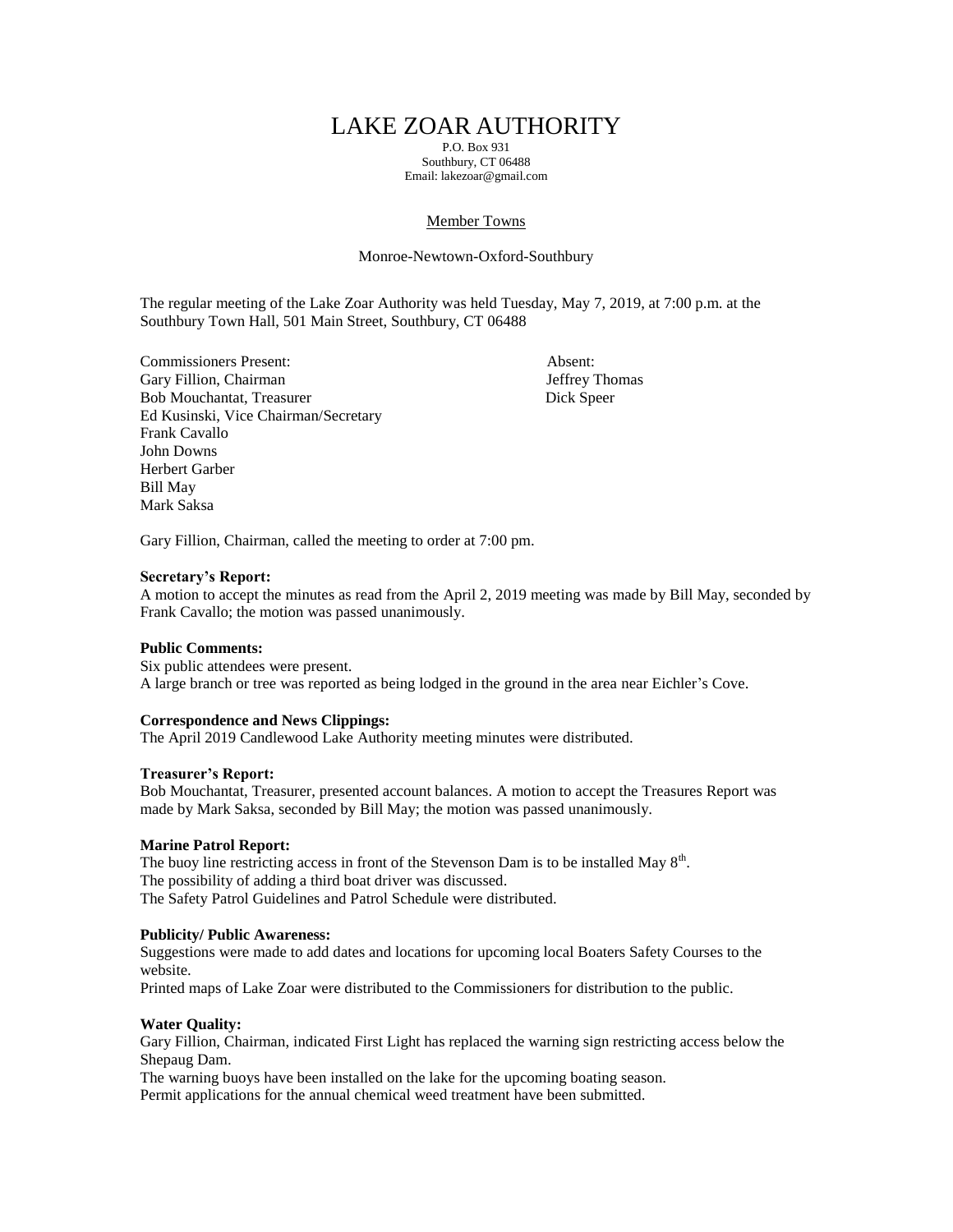# LAKE ZOAR AUTHORITY

P.O. Box 931
Southbury, CT 06488
Email: lakezoar@gmail.com

Member Towns

Monroe-Newtown-Oxford-Southbury

The regular meeting of the Lake Zoar Authority was held Tuesday, May 7, 2019, at 7:00 p.m. at the Southbury Town Hall, 501 Main Street, Southbury, CT 06488

| Commissioners Present: | Absent: |
|---|---|
| Gary Fillion, Chairman | Jeffrey Thomas |
| Bob Mouchantat, Treasurer | Dick Speer |
| Ed Kusinski, Vice Chairman/Secretary | |
| Frank Cavallo | |
| John Downs | |
| Herbert Garber | |
| Bill May | |
| Mark Saksa | |

Gary Fillion, Chairman, called the meeting to order at 7:00 pm.

**Secretary's Report:**
A motion to accept the minutes as read from the April 2, 2019 meeting was made by Bill May, seconded by Frank Cavallo; the motion was passed unanimously.

**Public Comments:**
Six public attendees were present.
A large branch or tree was reported as being lodged in the ground in the area near Eichler's Cove.

**Correspondence and News Clippings:**
The April 2019 Candlewood Lake Authority meeting minutes were distributed.

**Treasurer's Report:**
Bob Mouchantat, Treasurer, presented account balances. A motion to accept the Treasures Report was made by Mark Saksa, seconded by Bill May; the motion was passed unanimously.

**Marine Patrol Report:**
The buoy line restricting access in front of the Stevenson Dam is to be installed May 8th.
The possibility of adding a third boat driver was discussed.
The Safety Patrol Guidelines and Patrol Schedule were distributed.

**Publicity/ Public Awareness:**
Suggestions were made to add dates and locations for upcoming local Boaters Safety Courses to the website.
Printed maps of Lake Zoar were distributed to the Commissioners for distribution to the public.

**Water Quality:**
Gary Fillion, Chairman, indicated First Light has replaced the warning sign restricting access below the Shepaug Dam.
The warning buoys have been installed on the lake for the upcoming boating season.
Permit applications for the annual chemical weed treatment have been submitted.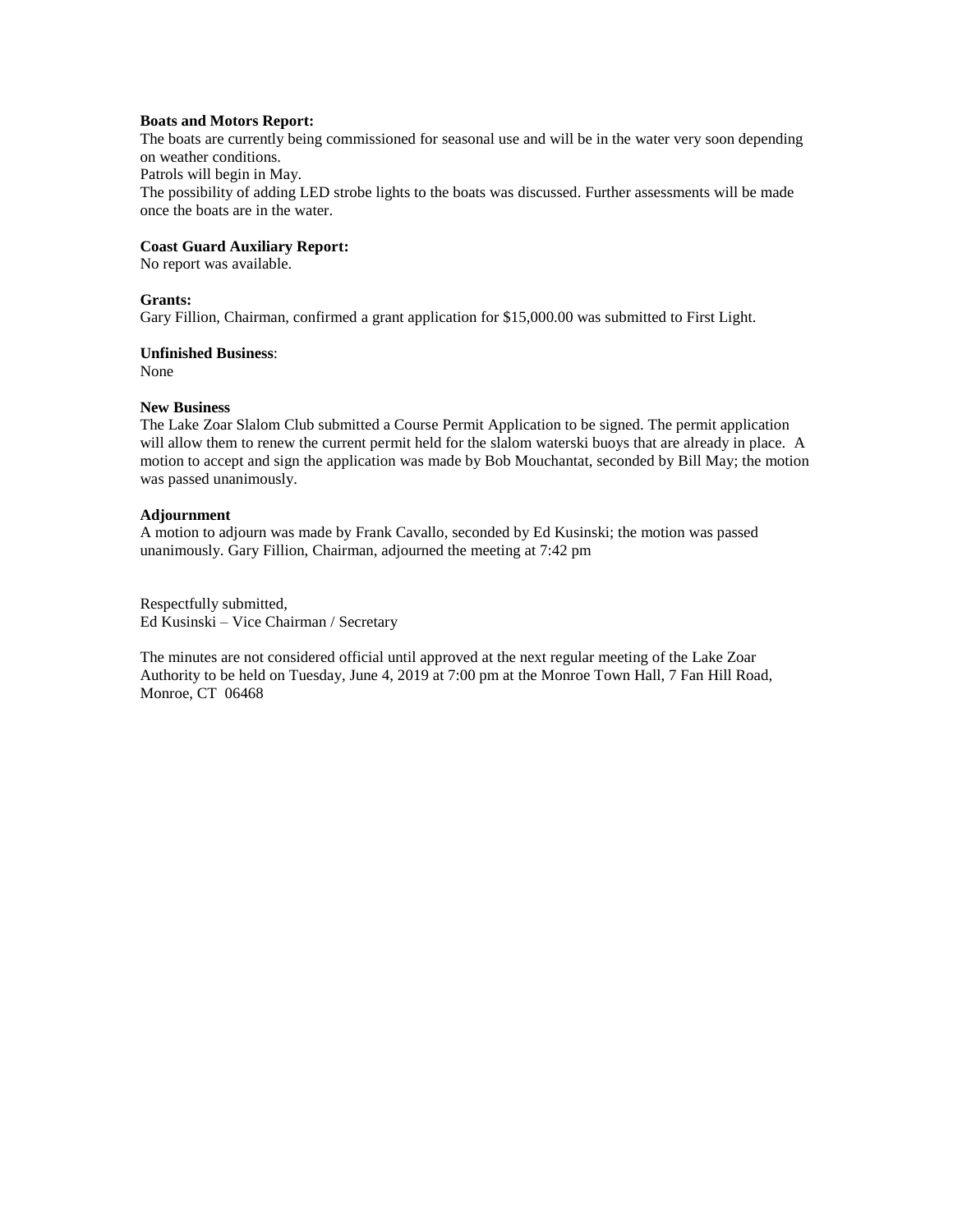**Boats and Motors Report:**
The boats are currently being commissioned for seasonal use and will be in the water very soon depending on weather conditions.
Patrols will begin in May.
The possibility of adding LED strobe lights to the boats was discussed. Further assessments will be made once the boats are in the water.

**Coast Guard Auxiliary Report:**
No report was available.

**Grants:**
Gary Fillion, Chairman, confirmed a grant application for $15,000.00 was submitted to First Light.

**Unfinished Business**:
None

**New Business**
The Lake Zoar Slalom Club submitted a Course Permit Application to be signed. The permit application will allow them to renew the current permit held for the slalom waterski buoys that are already in place. A motion to accept and sign the application was made by Bob Mouchantat, seconded by Bill May; the motion was passed unanimously.

**Adjournment**
A motion to adjourn was made by Frank Cavallo, seconded by Ed Kusinski; the motion was passed unanimously. Gary Fillion, Chairman, adjourned the meeting at 7:42 pm

Respectfully submitted,
Ed Kusinski – Vice Chairman / Secretary

The minutes are not considered official until approved at the next regular meeting of the Lake Zoar Authority to be held on Tuesday, June 4, 2019 at 7:00 pm at the Monroe Town Hall, 7 Fan Hill Road, Monroe, CT 06468